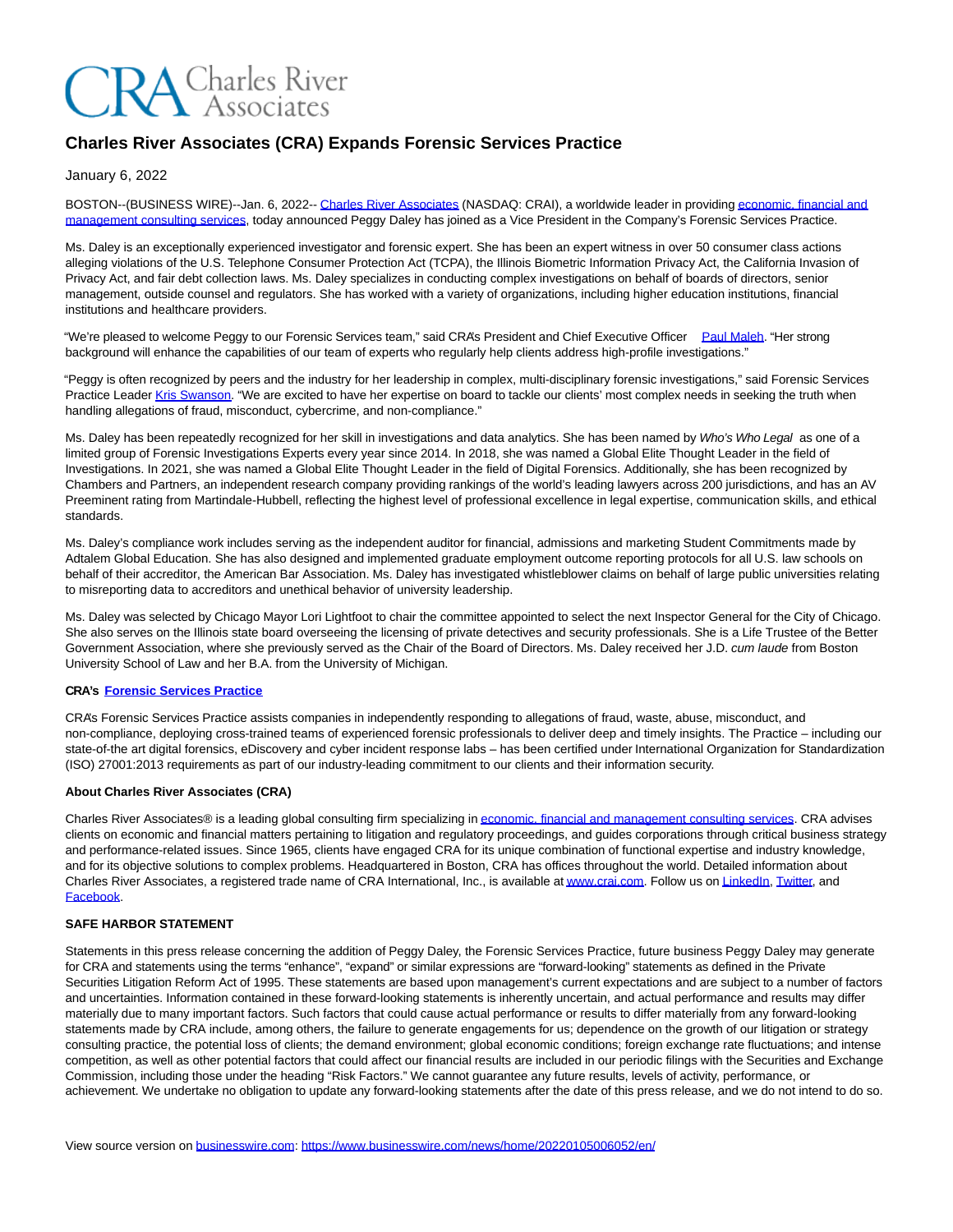# Charles River Associates (CRA) Expands Forensic Services Practice

January 6, 2022

BOSTON--(BUSINESS WIRE)--Jan. 6, 2022-- Charles River Associates (NASDAQ: CRAI), a worldwide leader in providing economic, financial and management consulting services, today announced Peggy Daley has joined as a Vice President in the Company's Forensic Services Practice.

Ms. Daley is an exceptionally experienced investigator and forensic expert. She has been an expert witness in over 50 consumer class actions alleging violations of the U.S. Telephone Consumer Protection Act (TCPA), the Illinois Biometric Information Privacy Act, the California Invasion of Privacy Act, and fair debt collection laws. Ms. Daley specializes in conducting complex investigations on behalf of boards of directors, senior management, outside counsel and regulators. She has worked with a variety of organizations, including higher education institutions, financial institutions and healthcare providers.

"We're pleased to welcome Peggy to our Forensic Services team," said CRA's President and Chief Executive Officer Paul Maleh. "Her strong background will enhance the capabilities of our team of experts who regularly help clients address high-profile investigations."

"Peggy is often recognized by peers and the industry for her leadership in complex, multi-disciplinary forensic investigations," said Forensic Services Practice Leader Kris Swanson. "We are excited to have her expertise on board to tackle our clients' most complex needs in seeking the truth when handling allegations of fraud, misconduct, cybercrime, and non-compliance."

Ms. Daley has been repeatedly recognized for her skill in investigations and data analytics. She has been named by *Who's Who Legal* as one of a limited group of Forensic Investigations Experts every year since 2014. In 2018, she was named a Global Elite Thought Leader in the field of Investigations. In 2021, she was named a Global Elite Thought Leader in the field of Digital Forensics. Additionally, she has been recognized by Chambers and Partners, an independent research company providing rankings of the world's leading lawyers across 200 jurisdictions, and has an AV Preeminent rating from Martindale-Hubbell, reflecting the highest level of professional excellence in legal expertise, communication skills, and ethical standards.

Ms. Daley's compliance work includes serving as the independent auditor for financial, admissions and marketing Student Commitments made by Adtalem Global Education. She has also designed and implemented graduate employment outcome reporting protocols for all U.S. law schools on behalf of their accreditor, the American Bar Association. Ms. Daley has investigated whistleblower claims on behalf of large public universities relating to misreporting data to accreditors and unethical behavior of university leadership.

Ms. Daley was selected by Chicago Mayor Lori Lightfoot to chair the committee appointed to select the next Inspector General for the City of Chicago. She also serves on the Illinois state board overseeing the licensing of private detectives and security professionals. She is a Life Trustee of the Better Government Association, where she previously served as the Chair of the Board of Directors. Ms. Daley received her J.D. *cum laude* from Boston University School of Law and her B.A. from the University of Michigan.

**CRA's Forensic Services Practice**

CRA's Forensic Services Practice assists companies in independently responding to allegations of fraud, waste, abuse, misconduct, and non-compliance, deploying cross-trained teams of experienced forensic professionals to deliver deep and timely insights. The Practice – including our state-of-the art digital forensics, eDiscovery and cyber incident response labs – has been certified under International Organization for Standardization (ISO) 27001:2013 requirements as part of our industry-leading commitment to our clients and their information security.

**About Charles River Associates (CRA)**

Charles River Associates® is a leading global consulting firm specializing in economic, financial and management consulting services. CRA advises clients on economic and financial matters pertaining to litigation and regulatory proceedings, and guides corporations through critical business strategy and performance-related issues. Since 1965, clients have engaged CRA for its unique combination of functional expertise and industry knowledge, and for its objective solutions to complex problems. Headquartered in Boston, CRA has offices throughout the world. Detailed information about Charles River Associates, a registered trade name of CRA International, Inc., is available at www.crai.com. Follow us on LinkedIn, Twitter, and Facebook.

**SAFE HARBOR STATEMENT**

Statements in this press release concerning the addition of Peggy Daley, the Forensic Services Practice, future business Peggy Daley may generate for CRA and statements using the terms "enhance", "expand" or similar expressions are "forward-looking" statements as defined in the Private Securities Litigation Reform Act of 1995. These statements are based upon management's current expectations and are subject to a number of factors and uncertainties. Information contained in these forward-looking statements is inherently uncertain, and actual performance and results may differ materially due to many important factors. Such factors that could cause actual performance or results to differ materially from any forward-looking statements made by CRA include, among others, the failure to generate engagements for us; dependence on the growth of our litigation or strategy consulting practice, the potential loss of clients; the demand environment; global economic conditions; foreign exchange rate fluctuations; and intense competition, as well as other potential factors that could affect our financial results are included in our periodic filings with the Securities and Exchange Commission, including those under the heading "Risk Factors." We cannot guarantee any future results, levels of activity, performance, or achievement. We undertake no obligation to update any forward-looking statements after the date of this press release, and we do not intend to do so.

View source version on businesswire.com: https://www.businesswire.com/news/home/20220105006052/en/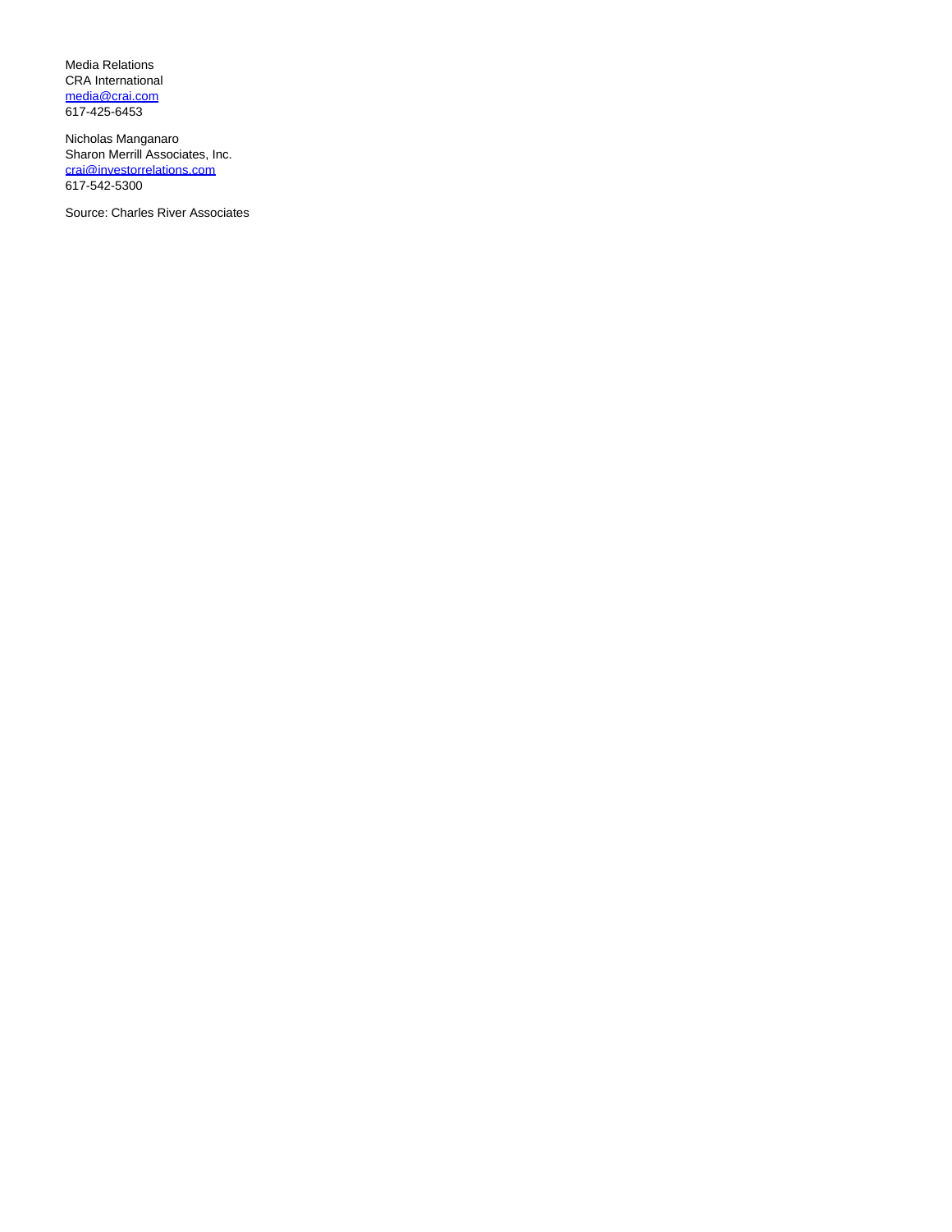Media Relations
CRA International
media@crai.com
617-425-6453

Nicholas Manganaro
Sharon Merrill Associates, Inc.
crai@investorrelations.com
617-542-5300

Source: Charles River Associates